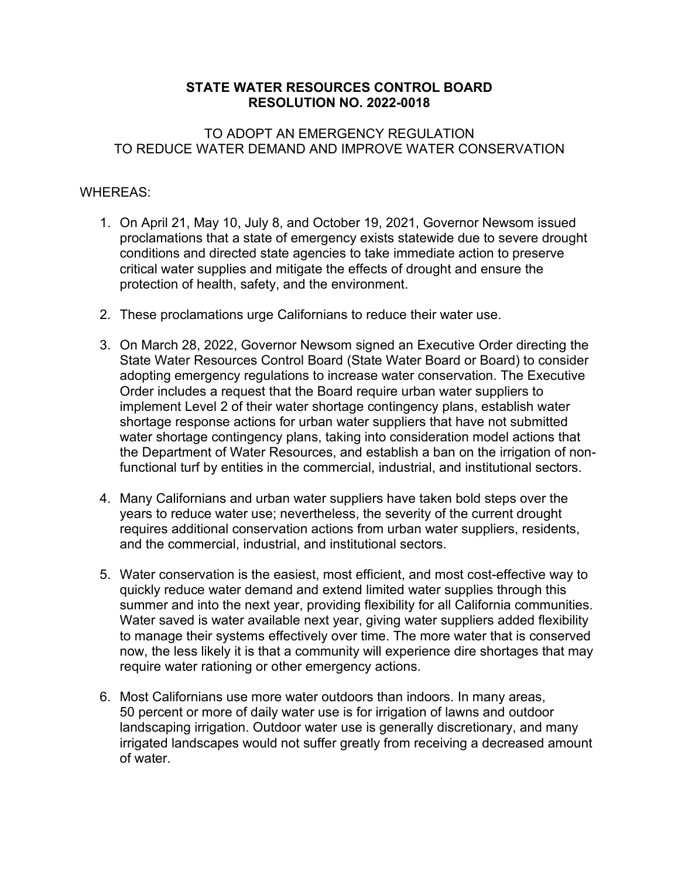**STATE WATER RESOURCES CONTROL BOARD**
**RESOLUTION NO. 2022-0018**

TO ADOPT AN EMERGENCY REGULATION
TO REDUCE WATER DEMAND AND IMPROVE WATER CONSERVATION

WHEREAS:

1. On April 21, May 10, July 8, and October 19, 2021, Governor Newsom issued proclamations that a state of emergency exists statewide due to severe drought conditions and directed state agencies to take immediate action to preserve critical water supplies and mitigate the effects of drought and ensure the protection of health, safety, and the environment.

2. These proclamations urge Californians to reduce their water use.

3. On March 28, 2022, Governor Newsom signed an Executive Order directing the State Water Resources Control Board (State Water Board or Board) to consider adopting emergency regulations to increase water conservation. The Executive Order includes a request that the Board require urban water suppliers to implement Level 2 of their water shortage contingency plans, establish water shortage response actions for urban water suppliers that have not submitted water shortage contingency plans, taking into consideration model actions that the Department of Water Resources, and establish a ban on the irrigation of non-functional turf by entities in the commercial, industrial, and institutional sectors.

4. Many Californians and urban water suppliers have taken bold steps over the years to reduce water use; nevertheless, the severity of the current drought requires additional conservation actions from urban water suppliers, residents, and the commercial, industrial, and institutional sectors.

5. Water conservation is the easiest, most efficient, and most cost-effective way to quickly reduce water demand and extend limited water supplies through this summer and into the next year, providing flexibility for all California communities. Water saved is water available next year, giving water suppliers added flexibility to manage their systems effectively over time. The more water that is conserved now, the less likely it is that a community will experience dire shortages that may require water rationing or other emergency actions.

6. Most Californians use more water outdoors than indoors. In many areas, 50 percent or more of daily water use is for irrigation of lawns and outdoor landscaping irrigation. Outdoor water use is generally discretionary, and many irrigated landscapes would not suffer greatly from receiving a decreased amount of water.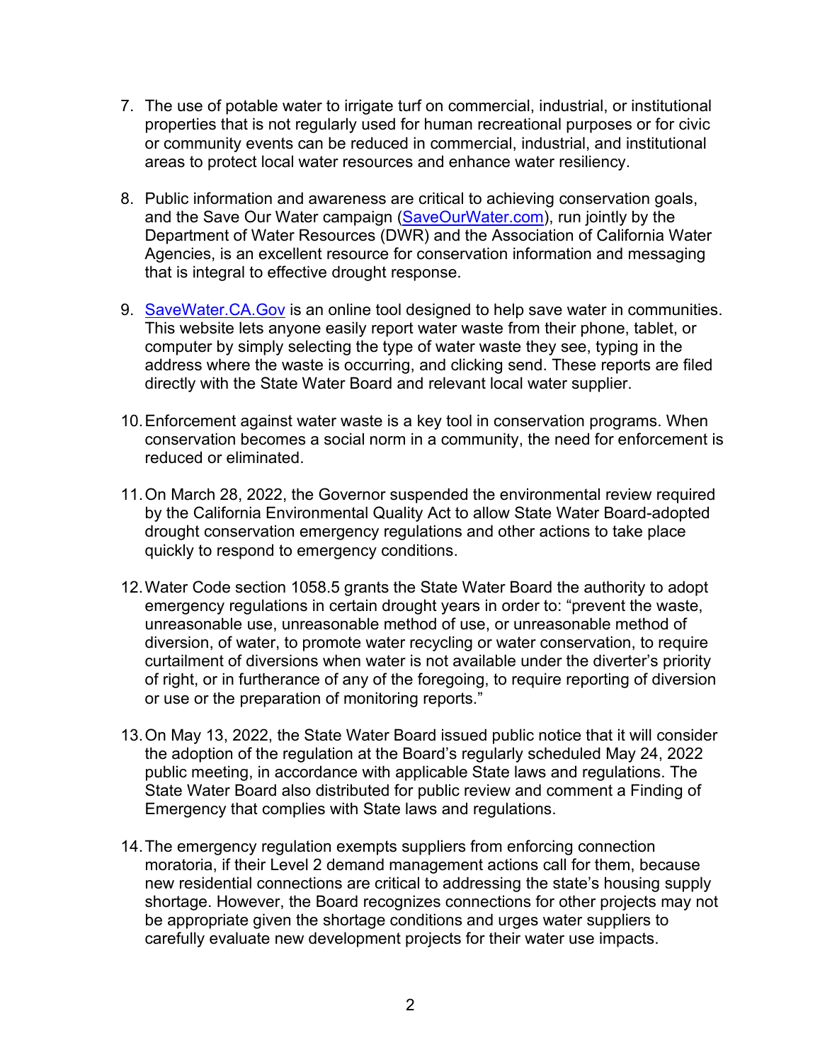7. The use of potable water to irrigate turf on commercial, industrial, or institutional properties that is not regularly used for human recreational purposes or for civic or community events can be reduced in commercial, industrial, and institutional areas to protect local water resources and enhance water resiliency.

8. Public information and awareness are critical to achieving conservation goals, and the Save Our Water campaign (SaveOurWater.com), run jointly by the Department of Water Resources (DWR) and the Association of California Water Agencies, is an excellent resource for conservation information and messaging that is integral to effective drought response.

9. SaveWater.CA.Gov is an online tool designed to help save water in communities. This website lets anyone easily report water waste from their phone, tablet, or computer by simply selecting the type of water waste they see, typing in the address where the waste is occurring, and clicking send. These reports are filed directly with the State Water Board and relevant local water supplier.

10. Enforcement against water waste is a key tool in conservation programs. When conservation becomes a social norm in a community, the need for enforcement is reduced or eliminated.

11. On March 28, 2022, the Governor suspended the environmental review required by the California Environmental Quality Act to allow State Water Board-adopted drought conservation emergency regulations and other actions to take place quickly to respond to emergency conditions.

12. Water Code section 1058.5 grants the State Water Board the authority to adopt emergency regulations in certain drought years in order to: "prevent the waste, unreasonable use, unreasonable method of use, or unreasonable method of diversion, of water, to promote water recycling or water conservation, to require curtailment of diversions when water is not available under the diverter's priority of right, or in furtherance of any of the foregoing, to require reporting of diversion or use or the preparation of monitoring reports."

13. On May 13, 2022, the State Water Board issued public notice that it will consider the adoption of the regulation at the Board's regularly scheduled May 24, 2022 public meeting, in accordance with applicable State laws and regulations. The State Water Board also distributed for public review and comment a Finding of Emergency that complies with State laws and regulations.

14. The emergency regulation exempts suppliers from enforcing connection moratoria, if their Level 2 demand management actions call for them, because new residential connections are critical to addressing the state's housing supply shortage. However, the Board recognizes connections for other projects may not be appropriate given the shortage conditions and urges water suppliers to carefully evaluate new development projects for their water use impacts.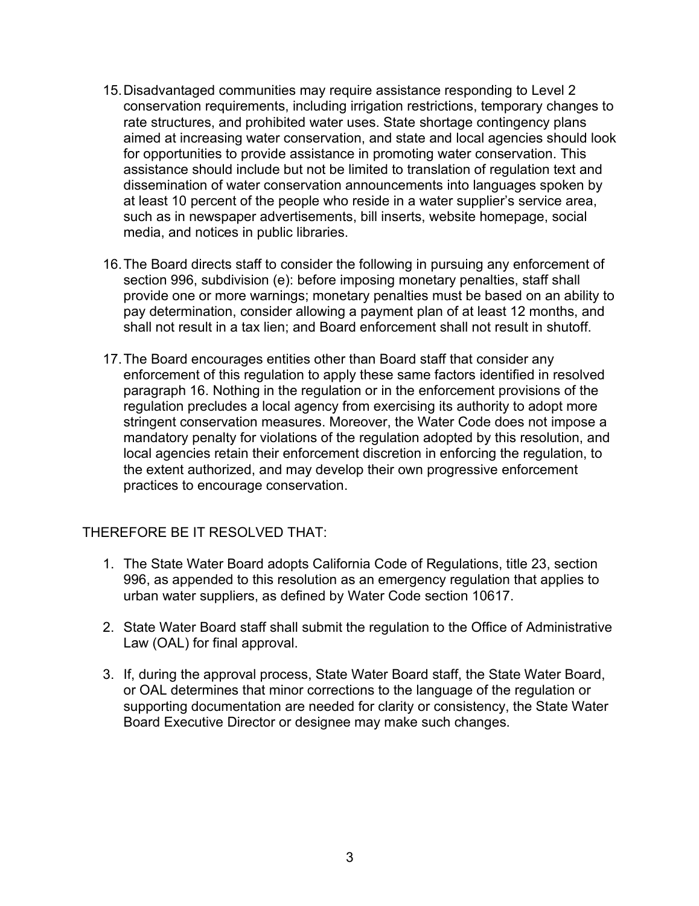15. Disadvantaged communities may require assistance responding to Level 2 conservation requirements, including irrigation restrictions, temporary changes to rate structures, and prohibited water uses. State shortage contingency plans aimed at increasing water conservation, and state and local agencies should look for opportunities to provide assistance in promoting water conservation. This assistance should include but not be limited to translation of regulation text and dissemination of water conservation announcements into languages spoken by at least 10 percent of the people who reside in a water supplier's service area, such as in newspaper advertisements, bill inserts, website homepage, social media, and notices in public libraries.

16. The Board directs staff to consider the following in pursuing any enforcement of section 996, subdivision (e): before imposing monetary penalties, staff shall provide one or more warnings; monetary penalties must be based on an ability to pay determination, consider allowing a payment plan of at least 12 months, and shall not result in a tax lien; and Board enforcement shall not result in shutoff.

17. The Board encourages entities other than Board staff that consider any enforcement of this regulation to apply these same factors identified in resolved paragraph 16. Nothing in the regulation or in the enforcement provisions of the regulation precludes a local agency from exercising its authority to adopt more stringent conservation measures. Moreover, the Water Code does not impose a mandatory penalty for violations of the regulation adopted by this resolution, and local agencies retain their enforcement discretion in enforcing the regulation, to the extent authorized, and may develop their own progressive enforcement practices to encourage conservation.

THEREFORE BE IT RESOLVED THAT:

1. The State Water Board adopts California Code of Regulations, title 23, section 996, as appended to this resolution as an emergency regulation that applies to urban water suppliers, as defined by Water Code section 10617.

2. State Water Board staff shall submit the regulation to the Office of Administrative Law (OAL) for final approval.

3. If, during the approval process, State Water Board staff, the State Water Board, or OAL determines that minor corrections to the language of the regulation or supporting documentation are needed for clarity or consistency, the State Water Board Executive Director or designee may make such changes.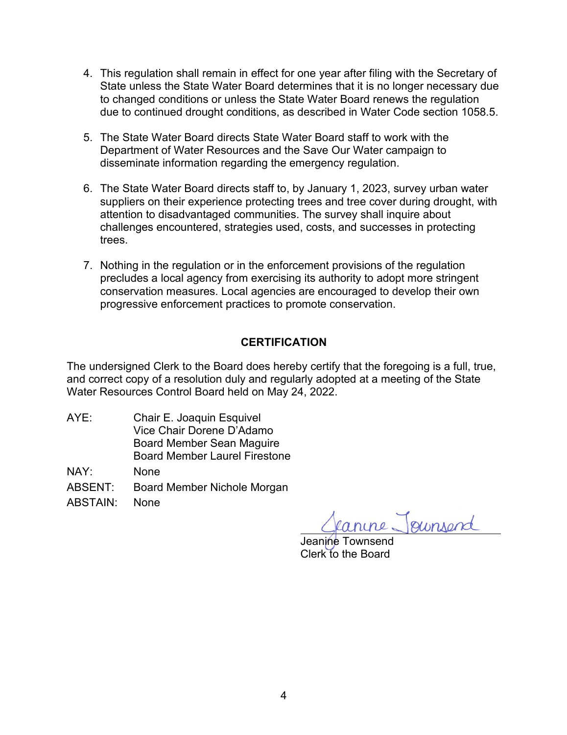4. This regulation shall remain in effect for one year after filing with the Secretary of State unless the State Water Board determines that it is no longer necessary due to changed conditions or unless the State Water Board renews the regulation due to continued drought conditions, as described in Water Code section 1058.5.

5. The State Water Board directs State Water Board staff to work with the Department of Water Resources and the Save Our Water campaign to disseminate information regarding the emergency regulation.

6. The State Water Board directs staff to, by January 1, 2023, survey urban water suppliers on their experience protecting trees and tree cover during drought, with attention to disadvantaged communities. The survey shall inquire about challenges encountered, strategies used, costs, and successes in protecting trees.

7. Nothing in the regulation or in the enforcement provisions of the regulation precludes a local agency from exercising its authority to adopt more stringent conservation measures. Local agencies are encouraged to develop their own progressive enforcement practices to promote conservation.

## CERTIFICATION

The undersigned Clerk to the Board does hereby certify that the foregoing is a full, true, and correct copy of a resolution duly and regularly adopted at a meeting of the State Water Resources Control Board held on May 24, 2022.

AYE: Chair E. Joaquin Esquivel
Vice Chair Dorene D'Adamo
Board Member Sean Maguire
Board Member Laurel Firestone

NAY: None

ABSENT: Board Member Nichole Morgan

ABSTAIN: None

Jeanine Townsend
Jeanine Townsend
Clerk to the Board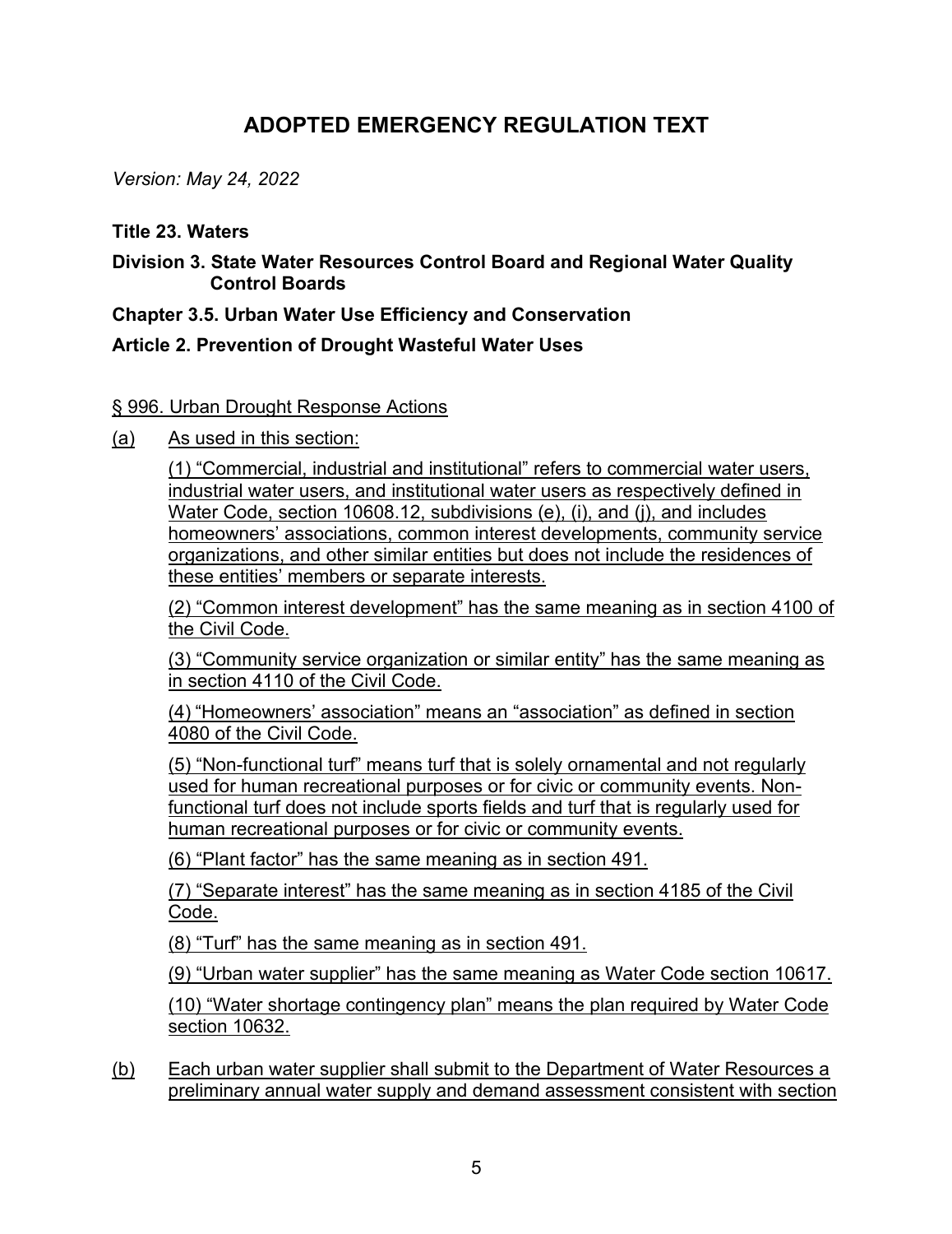# ADOPTED EMERGENCY REGULATION TEXT

*Version: May 24, 2022*

**Title 23. Waters**

**Division 3. State Water Resources Control Board and Regional Water Quality Control Boards**

**Chapter 3.5. Urban Water Use Efficiency and Conservation**

**Article 2. Prevention of Drought Wasteful Water Uses**

<u>§ 996. Urban Drought Response Actions</u>

<u>(a)</u> <u>As used in this section:</u>

<u>(1) "Commercial, industrial and institutional" refers to commercial water users, industrial water users, and institutional water users as respectively defined in Water Code, section 10608.12, subdivisions (e), (i), and (j), and includes homeowners' associations, common interest developments, community service organizations, and other similar entities but does not include the residences of these entities' members or separate interests.</u>

<u>(2) "Common interest development" has the same meaning as in section 4100 of the Civil Code.</u>

<u>(3) "Community service organization or similar entity" has the same meaning as in section 4110 of the Civil Code.</u>

<u>(4) "Homeowners' association" means an "association" as defined in section 4080 of the Civil Code.</u>

<u>(5) "Non-functional turf" means turf that is solely ornamental and not regularly used for human recreational purposes or for civic or community events. Non-functional turf does not include sports fields and turf that is regularly used for human recreational purposes or for civic or community events.</u>

<u>(6) "Plant factor" has the same meaning as in section 491.</u>

<u>(7) "Separate interest" has the same meaning as in section 4185 of the Civil Code.</u>

<u>(8) "Turf" has the same meaning as in section 491.</u>

<u>(9) "Urban water supplier" has the same meaning as Water Code section 10617.</u>

<u>(10) "Water shortage contingency plan" means the plan required by Water Code section 10632.</u>

<u>(b)</u> <u>Each urban water supplier shall submit to the Department of Water Resources a preliminary annual water supply and demand assessment consistent with section</u>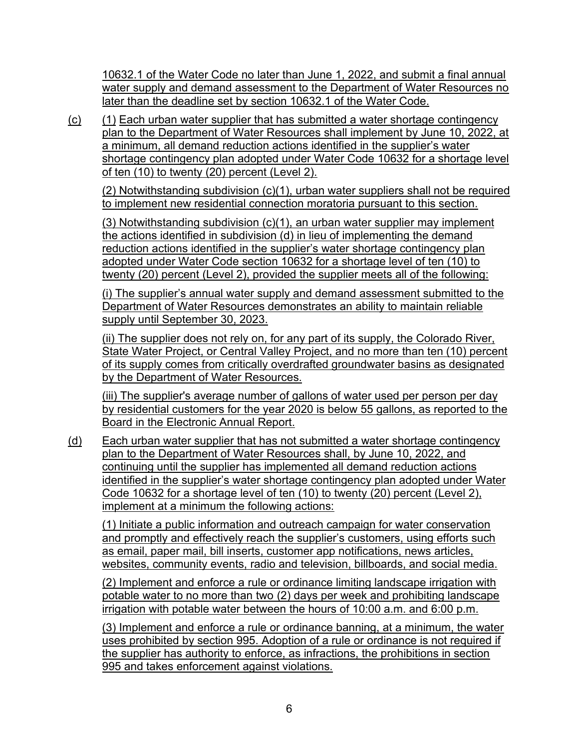10632.1 of the Water Code no later than June 1, 2022, and submit a final annual water supply and demand assessment to the Department of Water Resources no later than the deadline set by section 10632.1 of the Water Code.

(c) (1) Each urban water supplier that has submitted a water shortage contingency plan to the Department of Water Resources shall implement by June 10, 2022, at a minimum, all demand reduction actions identified in the supplier's water shortage contingency plan adopted under Water Code 10632 for a shortage level of ten (10) to twenty (20) percent (Level 2).

(2) Notwithstanding subdivision (c)(1), urban water suppliers shall not be required to implement new residential connection moratoria pursuant to this section.

(3) Notwithstanding subdivision (c)(1), an urban water supplier may implement the actions identified in subdivision (d) in lieu of implementing the demand reduction actions identified in the supplier's water shortage contingency plan adopted under Water Code section 10632 for a shortage level of ten (10) to twenty (20) percent (Level 2), provided the supplier meets all of the following:

(i) The supplier's annual water supply and demand assessment submitted to the Department of Water Resources demonstrates an ability to maintain reliable supply until September 30, 2023.

(ii) The supplier does not rely on, for any part of its supply, the Colorado River, State Water Project, or Central Valley Project, and no more than ten (10) percent of its supply comes from critically overdrafted groundwater basins as designated by the Department of Water Resources.

(iii) The supplier's average number of gallons of water used per person per day by residential customers for the year 2020 is below 55 gallons, as reported to the Board in the Electronic Annual Report.

(d) Each urban water supplier that has not submitted a water shortage contingency plan to the Department of Water Resources shall, by June 10, 2022, and continuing until the supplier has implemented all demand reduction actions identified in the supplier's water shortage contingency plan adopted under Water Code 10632 for a shortage level of ten (10) to twenty (20) percent (Level 2), implement at a minimum the following actions:

(1) Initiate a public information and outreach campaign for water conservation and promptly and effectively reach the supplier's customers, using efforts such as email, paper mail, bill inserts, customer app notifications, news articles, websites, community events, radio and television, billboards, and social media.

(2) Implement and enforce a rule or ordinance limiting landscape irrigation with potable water to no more than two (2) days per week and prohibiting landscape irrigation with potable water between the hours of 10:00 a.m. and 6:00 p.m.

(3) Implement and enforce a rule or ordinance banning, at a minimum, the water uses prohibited by section 995. Adoption of a rule or ordinance is not required if the supplier has authority to enforce, as infractions, the prohibitions in section 995 and takes enforcement against violations.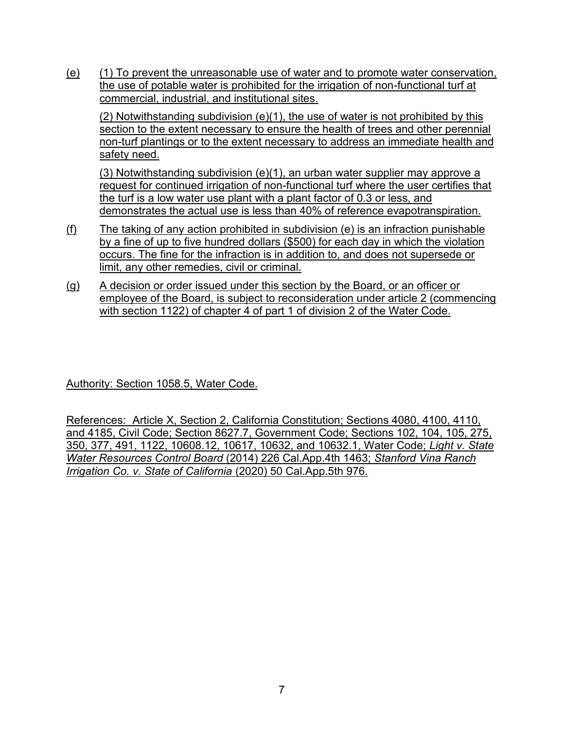(e) (1) To prevent the unreasonable use of water and to promote water conservation, the use of potable water is prohibited for the irrigation of non-functional turf at commercial, industrial, and institutional sites.

(2) Notwithstanding subdivision (e)(1), the use of water is not prohibited by this section to the extent necessary to ensure the health of trees and other perennial non-turf plantings or to the extent necessary to address an immediate health and safety need.

(3) Notwithstanding subdivision (e)(1), an urban water supplier may approve a request for continued irrigation of non-functional turf where the user certifies that the turf is a low water use plant with a plant factor of 0.3 or less, and demonstrates the actual use is less than 40% of reference evapotranspiration.

(f) The taking of any action prohibited in subdivision (e) is an infraction punishable by a fine of up to five hundred dollars ($500) for each day in which the violation occurs. The fine for the infraction is in addition to, and does not supersede or limit, any other remedies, civil or criminal.

(g) A decision or order issued under this section by the Board, or an officer or employee of the Board, is subject to reconsideration under article 2 (commencing with section 1122) of chapter 4 of part 1 of division 2 of the Water Code.

Authority: Section 1058.5, Water Code.

References: Article X, Section 2, California Constitution; Sections 4080, 4100, 4110, and 4185, Civil Code; Section 8627.7, Government Code; Sections 102, 104, 105, 275, 350, 377, 491, 1122, 10608.12, 10617, 10632, and 10632.1, Water Code; *Light v. State Water Resources Control Board* (2014) 226 Cal.App.4th 1463; *Stanford Vina Ranch Irrigation Co. v. State of California* (2020) 50 Cal.App.5th 976.